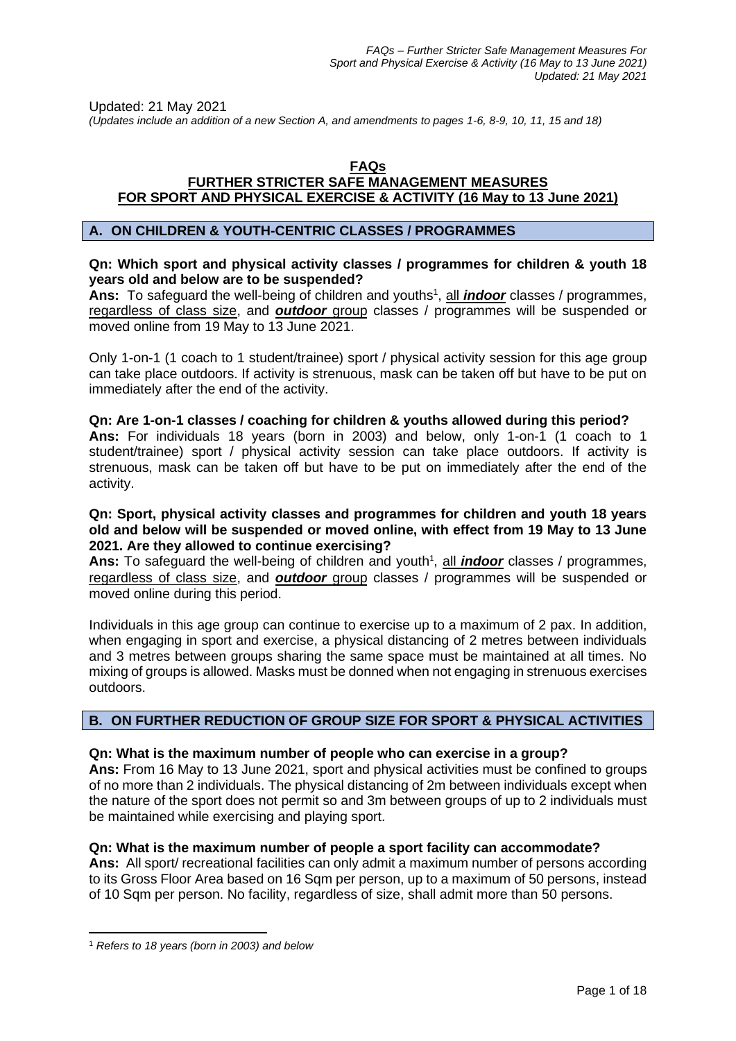Updated: 21 May 2021
*(Updates include an addition of a new Section A, and amendments to pages 1-6, 8-9, 10, 11, 15 and 18)*

# FAQs
# FURTHER STRICTER SAFE MANAGEMENT MEASURES FOR SPORT AND PHYSICAL EXERCISE & ACTIVITY (16 May to 13 June 2021)

## A. ON CHILDREN & YOUTH-CENTRIC CLASSES / PROGRAMMES

**Qn: Which sport and physical activity classes / programmes for children & youth 18 years old and below are to be suspended?**

**Ans:** To safeguard the well-being of children and youths[1], all ***indoor*** classes / programmes, regardless of class size, and ***outdoor*** group classes / programmes will be suspended or moved online from 19 May to 13 June 2021.

Only 1-on-1 (1 coach to 1 student/trainee) sport / physical activity session for this age group can take place outdoors. If activity is strenuous, mask can be taken off but have to be put on immediately after the end of the activity.

**Qn: Are 1-on-1 classes / coaching for children & youths allowed during this period?**

**Ans:** For individuals 18 years (born in 2003) and below, only 1-on-1 (1 coach to 1 student/trainee) sport / physical activity session can take place outdoors. If activity is strenuous, mask can be taken off but have to be put on immediately after the end of the activity.

**Qn: Sport, physical activity classes and programmes for children and youth 18 years old and below will be suspended or moved online, with effect from 19 May to 13 June 2021. Are they allowed to continue exercising?**

**Ans:** To safeguard the well-being of children and youth[1], all ***indoor*** classes / programmes, regardless of class size, and ***outdoor*** group classes / programmes will be suspended or moved online during this period.

Individuals in this age group can continue to exercise up to a maximum of 2 pax. In addition, when engaging in sport and exercise, a physical distancing of 2 metres between individuals and 3 metres between groups sharing the same space must be maintained at all times. No mixing of groups is allowed. Masks must be donned when not engaging in strenuous exercises outdoors.

## B. ON FURTHER REDUCTION OF GROUP SIZE FOR SPORT & PHYSICAL ACTIVITIES

**Qn: What is the maximum number of people who can exercise in a group?**

**Ans:** From 16 May to 13 June 2021, sport and physical activities must be confined to groups of no more than 2 individuals. The physical distancing of 2m between individuals except when the nature of the sport does not permit so and 3m between groups of up to 2 individuals must be maintained while exercising and playing sport.

**Qn: What is the maximum number of people a sport facility can accommodate?**

**Ans:** All sport/ recreational facilities can only admit a maximum number of persons according to its Gross Floor Area based on 16 Sqm per person, up to a maximum of 50 persons, instead of 10 Sqm per person. No facility, regardless of size, shall admit more than 50 persons.

[1] *Refers to 18 years (born in 2003) and below*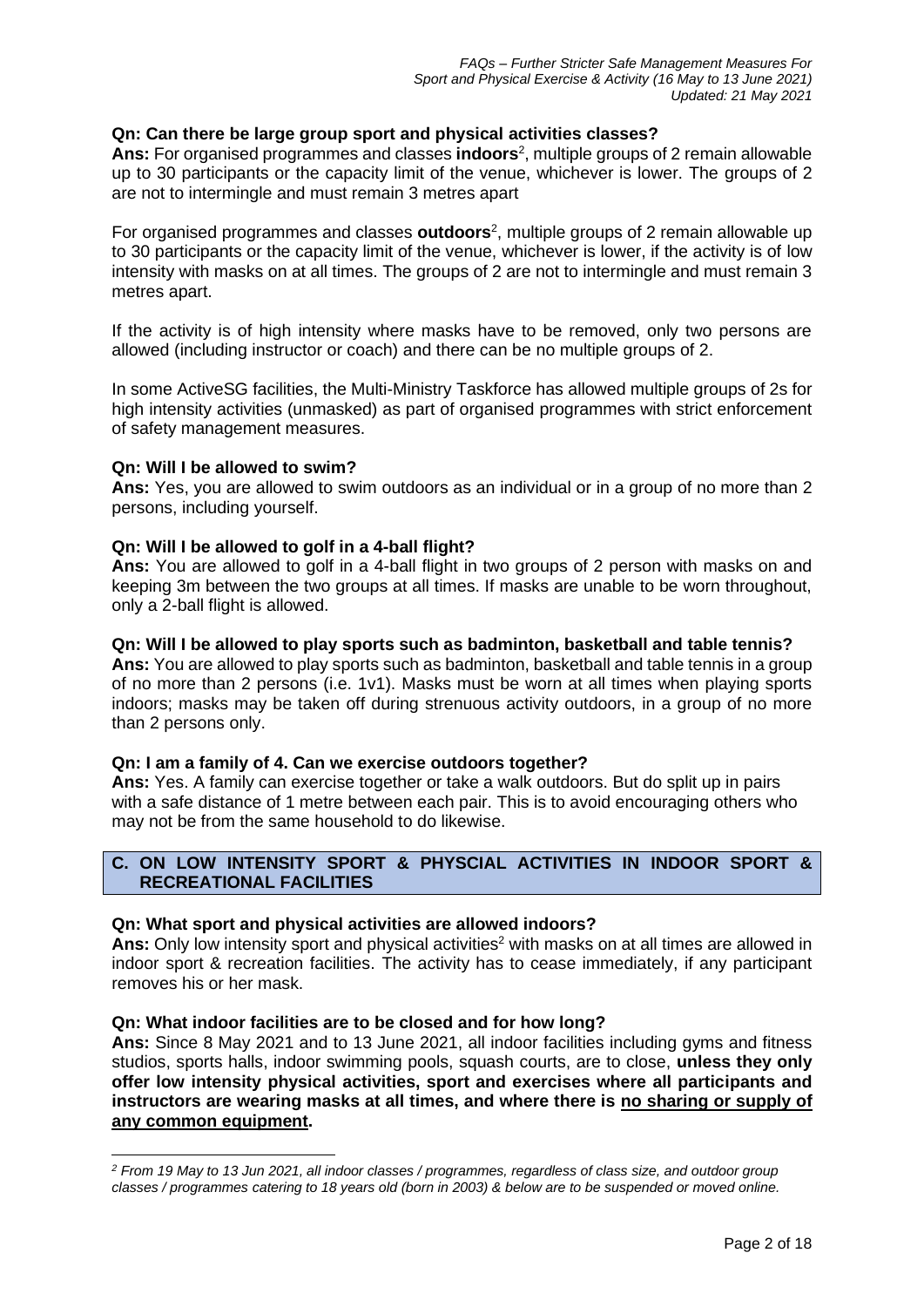**Qn: Can there be large group sport and physical activities classes?**
**Ans:** For organised programmes and classes **indoors**[2], multiple groups of 2 remain allowable up to 30 participants or the capacity limit of the venue, whichever is lower. The groups of 2 are not to intermingle and must remain 3 metres apart

For organised programmes and classes **outdoors**[2], multiple groups of 2 remain allowable up to 30 participants or the capacity limit of the venue, whichever is lower, if the activity is of low intensity with masks on at all times. The groups of 2 are not to intermingle and must remain 3 metres apart.

If the activity is of high intensity where masks have to be removed, only two persons are allowed (including instructor or coach) and there can be no multiple groups of 2.

In some ActiveSG facilities, the Multi-Ministry Taskforce has allowed multiple groups of 2s for high intensity activities (unmasked) as part of organised programmes with strict enforcement of safety management measures.

**Qn: Will I be allowed to swim?**
**Ans:** Yes, you are allowed to swim outdoors as an individual or in a group of no more than 2 persons, including yourself.

**Qn: Will I be allowed to golf in a 4-ball flight?**
**Ans:** You are allowed to golf in a 4-ball flight in two groups of 2 person with masks on and keeping 3m between the two groups at all times. If masks are unable to be worn throughout, only a 2-ball flight is allowed.

**Qn: Will I be allowed to play sports such as badminton, basketball and table tennis?**
**Ans:** You are allowed to play sports such as badminton, basketball and table tennis in a group of no more than 2 persons (i.e. 1v1). Masks must be worn at all times when playing sports indoors; masks may be taken off during strenuous activity outdoors, in a group of no more than 2 persons only.

**Qn: I am a family of 4. Can we exercise outdoors together?**
**Ans:** Yes. A family can exercise together or take a walk outdoors. But do split up in pairs with a safe distance of 1 metre between each pair. This is to avoid encouraging others who may not be from the same household to do likewise.

## C. ON LOW INTENSITY SPORT & PHYSCIAL ACTIVITIES IN INDOOR SPORT & RECREATIONAL FACILITIES

**Qn: What sport and physical activities are allowed indoors?**
**Ans:** Only low intensity sport and physical activities[2] with masks on at all times are allowed in indoor sport & recreation facilities. The activity has to cease immediately, if any participant removes his or her mask.

**Qn: What indoor facilities are to be closed and for how long?**
**Ans:** Since 8 May 2021 and to 13 June 2021, all indoor facilities including gyms and fitness studios, sports halls, indoor swimming pools, squash courts, are to close, **unless they only offer low intensity physical activities, sport and exercises where all participants and instructors are wearing masks at all times, and where there is <u>no sharing or supply of any common equipment</u>.**

---

*[2] From 19 May to 13 Jun 2021, all indoor classes / programmes, regardless of class size, and outdoor group classes / programmes catering to 18 years old (born in 2003) & below are to be suspended or moved online.*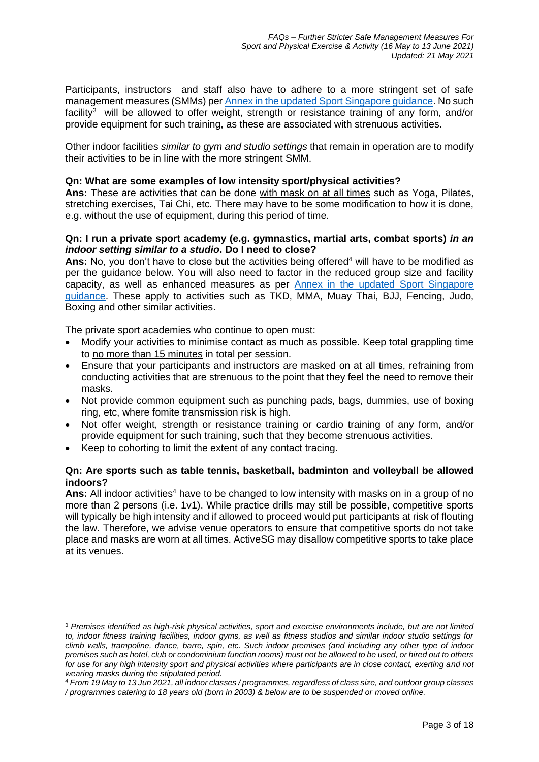Participants, instructors and staff also have to adhere to a more stringent set of safe management measures (SMMs) per [Annex in the updated Sport Singapore guidance](). No such facility[3] will be allowed to offer weight, strength or resistance training of any form, and/or provide equipment for such training, as these are associated with strenuous activities.

Other indoor facilities *similar to gym and studio settings* that remain in operation are to modify their activities to be in line with the more stringent SMM.

**Qn: What are some examples of low intensity sport/physical activities?**
**Ans:** These are activities that can be done with mask on at all times such as Yoga, Pilates, stretching exercises, Tai Chi, etc. There may have to be some modification to how it is done, e.g. without the use of equipment, during this period of time.

**Qn: I run a private sport academy (e.g. gymnastics, martial arts, combat sports) *in an indoor setting similar to a studio*. Do I need to close?**
**Ans:** No, you don't have to close but the activities being offered[4] will have to be modified as per the guidance below. You will also need to factor in the reduced group size and facility capacity, as well as enhanced measures as per [Annex in the updated Sport Singapore guidance](). These apply to activities such as TKD, MMA, Muay Thai, BJJ, Fencing, Judo, Boxing and other similar activities.

The private sport academies who continue to open must:

- Modify your activities to minimise contact as much as possible. Keep total grappling time to no more than 15 minutes in total per session.
- Ensure that your participants and instructors are masked on at all times, refraining from conducting activities that are strenuous to the point that they feel the need to remove their masks.
- Not provide common equipment such as punching pads, bags, dummies, use of boxing ring, etc, where fomite transmission risk is high.
- Not offer weight, strength or resistance training or cardio training of any form, and/or provide equipment for such training, such that they become strenuous activities.
- Keep to cohorting to limit the extent of any contact tracing.

**Qn: Are sports such as table tennis, basketball, badminton and volleyball be allowed indoors?**
**Ans:** All indoor activities[4] have to be changed to low intensity with masks on in a group of no more than 2 persons (i.e. 1v1). While practice drills may still be possible, competitive sports will typically be high intensity and if allowed to proceed would put participants at risk of flouting the law. Therefore, we advise venue operators to ensure that competitive sports do not take place and masks are worn at all times. ActiveSG may disallow competitive sports to take place at its venues.

---

*[3] Premises identified as high-risk physical activities, sport and exercise environments include, but are not limited to, indoor fitness training facilities, indoor gyms, as well as fitness studios and similar indoor studio settings for climb walls, trampoline, dance, barre, spin, etc. Such indoor premises (and including any other type of indoor premises such as hotel, club or condominium function rooms) must not be allowed to be used, or hired out to others for use for any high intensity sport and physical activities where participants are in close contact, exerting and not wearing masks during the stipulated period.*

*[4] From 19 May to 13 Jun 2021, all indoor classes / programmes, regardless of class size, and outdoor group classes / programmes catering to 18 years old (born in 2003) & below are to be suspended or moved online.*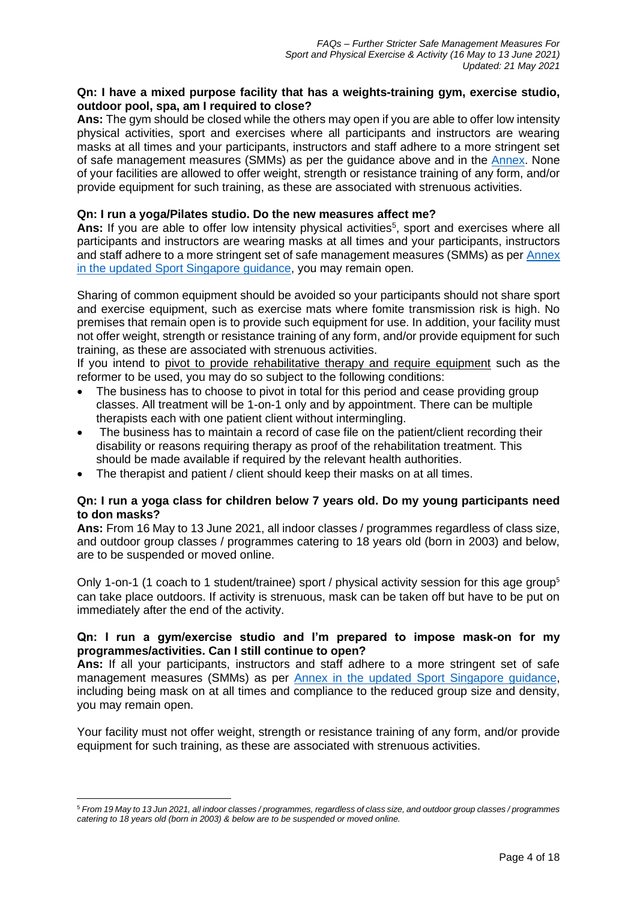**Qn: I have a mixed purpose facility that has a weights-training gym, exercise studio, outdoor pool, spa, am I required to close?**

**Ans:** The gym should be closed while the others may open if you are able to offer low intensity physical activities, sport and exercises where all participants and instructors are wearing masks at all times and your participants, instructors and staff adhere to a more stringent set of safe management measures (SMMs) as per the guidance above and in the Annex. None of your facilities are allowed to offer weight, strength or resistance training of any form, and/or provide equipment for such training, as these are associated with strenuous activities.

**Qn: I run a yoga/Pilates studio. Do the new measures affect me?**

**Ans:** If you are able to offer low intensity physical activities[5], sport and exercises where all participants and instructors are wearing masks at all times and your participants, instructors and staff adhere to a more stringent set of safe management measures (SMMs) as per Annex in the updated Sport Singapore guidance, you may remain open.

Sharing of common equipment should be avoided so your participants should not share sport and exercise equipment, such as exercise mats where fomite transmission risk is high. No premises that remain open is to provide such equipment for use. In addition, your facility must not offer weight, strength or resistance training of any form, and/or provide equipment for such training, as these are associated with strenuous activities.

If you intend to pivot to provide rehabilitative therapy and require equipment such as the reformer to be used, you may do so subject to the following conditions:

- The business has to choose to pivot in total for this period and cease providing group classes. All treatment will be 1-on-1 only and by appointment. There can be multiple therapists each with one patient client without intermingling.
- The business has to maintain a record of case file on the patient/client recording their disability or reasons requiring therapy as proof of the rehabilitation treatment. This should be made available if required by the relevant health authorities.
- The therapist and patient / client should keep their masks on at all times.

**Qn: I run a yoga class for children below 7 years old. Do my young participants need to don masks?**

**Ans:** From 16 May to 13 June 2021, all indoor classes / programmes regardless of class size, and outdoor group classes / programmes catering to 18 years old (born in 2003) and below, are to be suspended or moved online.

Only 1-on-1 (1 coach to 1 student/trainee) sport / physical activity session for this age group[5] can take place outdoors. If activity is strenuous, mask can be taken off but have to be put on immediately after the end of the activity.

**Qn: I run a gym/exercise studio and I'm prepared to impose mask-on for my programmes/activities. Can I still continue to open?**

**Ans:** If all your participants, instructors and staff adhere to a more stringent set of safe management measures (SMMs) as per Annex in the updated Sport Singapore guidance, including being mask on at all times and compliance to the reduced group size and density, you may remain open.

Your facility must not offer weight, strength or resistance training of any form, and/or provide equipment for such training, as these are associated with strenuous activities.

---

[5] *From 19 May to 13 Jun 2021, all indoor classes / programmes, regardless of class size, and outdoor group classes / programmes catering to 18 years old (born in 2003) & below are to be suspended or moved online.*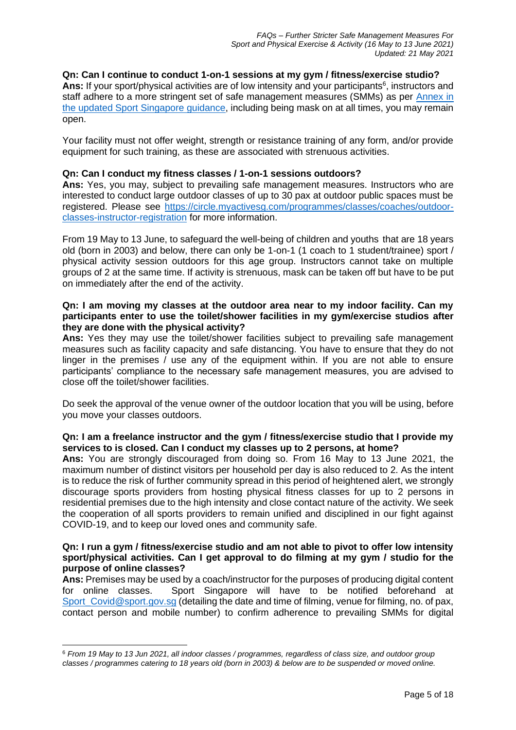**Qn: Can I continue to conduct 1-on-1 sessions at my gym / fitness/exercise studio?**
**Ans:** If your sport/physical activities are of low intensity and your participants[6], instructors and staff adhere to a more stringent set of safe management measures (SMMs) as per [Annex in the updated Sport Singapore guidance](), including being mask on at all times, you may remain open.

Your facility must not offer weight, strength or resistance training of any form, and/or provide equipment for such training, as these are associated with strenuous activities.

**Qn: Can I conduct my fitness classes / 1-on-1 sessions outdoors?**
**Ans:** Yes, you may, subject to prevailing safe management measures. Instructors who are interested to conduct large outdoor classes of up to 30 pax at outdoor public spaces must be registered. Please see https://circle.myactivesg.com/programmes/classes/coaches/outdoor-classes-instructor-registration for more information.

From 19 May to 13 June, to safeguard the well-being of children and youths that are 18 years old (born in 2003) and below, there can only be 1-on-1 (1 coach to 1 student/trainee) sport / physical activity session outdoors for this age group. Instructors cannot take on multiple groups of 2 at the same time. If activity is strenuous, mask can be taken off but have to be put on immediately after the end of the activity.

**Qn: I am moving my classes at the outdoor area near to my indoor facility. Can my participants enter to use the toilet/shower facilities in my gym/exercise studios after they are done with the physical activity?**
**Ans:** Yes they may use the toilet/shower facilities subject to prevailing safe management measures such as facility capacity and safe distancing. You have to ensure that they do not linger in the premises / use any of the equipment within. If you are not able to ensure participants' compliance to the necessary safe management measures, you are advised to close off the toilet/shower facilities.

Do seek the approval of the venue owner of the outdoor location that you will be using, before you move your classes outdoors.

**Qn: I am a freelance instructor and the gym / fitness/exercise studio that I provide my services to is closed. Can I conduct my classes up to 2 persons, at home?**
**Ans:** You are strongly discouraged from doing so. From 16 May to 13 June 2021, the maximum number of distinct visitors per household per day is also reduced to 2. As the intent is to reduce the risk of further community spread in this period of heightened alert, we strongly discourage sports providers from hosting physical fitness classes for up to 2 persons in residential premises due to the high intensity and close contact nature of the activity. We seek the cooperation of all sports providers to remain unified and disciplined in our fight against COVID-19, and to keep our loved ones and community safe.

**Qn: I run a gym / fitness/exercise studio and am not able to pivot to offer low intensity sport/physical activities. Can I get approval to do filming at my gym / studio for the purpose of online classes?**
**Ans:** Premises may be used by a coach/instructor for the purposes of producing digital content for online classes. Sport Singapore will have to be notified beforehand at Sport_Covid@sport.gov.sg (detailing the date and time of filming, venue for filming, no. of pax, contact person and mobile number) to confirm adherence to prevailing SMMs for digital

---

[6] *From 19 May to 13 Jun 2021, all indoor classes / programmes, regardless of class size, and outdoor group classes / programmes catering to 18 years old (born in 2003) & below are to be suspended or moved online.*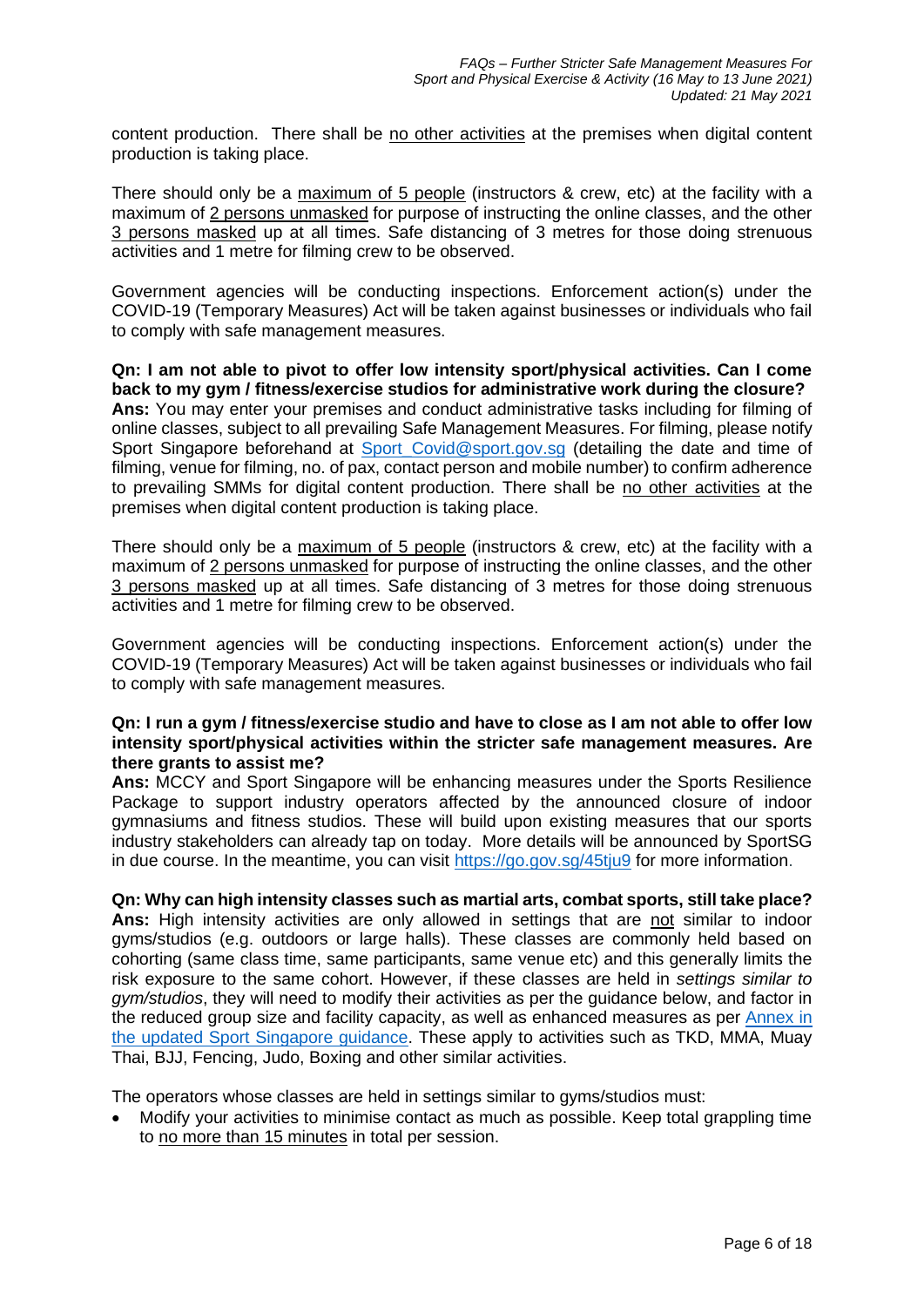content production. There shall be no other activities at the premises when digital content production is taking place.

There should only be a maximum of 5 people (instructors & crew, etc) at the facility with a maximum of 2 persons unmasked for purpose of instructing the online classes, and the other 3 persons masked up at all times. Safe distancing of 3 metres for those doing strenuous activities and 1 metre for filming crew to be observed.

Government agencies will be conducting inspections. Enforcement action(s) under the COVID-19 (Temporary Measures) Act will be taken against businesses or individuals who fail to comply with safe management measures.

**Qn: I am not able to pivot to offer low intensity sport/physical activities. Can I come back to my gym / fitness/exercise studios for administrative work during the closure?**
**Ans:** You may enter your premises and conduct administrative tasks including for filming of online classes, subject to all prevailing Safe Management Measures. For filming, please notify Sport Singapore beforehand at Sport_Covid@sport.gov.sg (detailing the date and time of filming, venue for filming, no. of pax, contact person and mobile number) to confirm adherence to prevailing SMMs for digital content production. There shall be no other activities at the premises when digital content production is taking place.

There should only be a maximum of 5 people (instructors & crew, etc) at the facility with a maximum of 2 persons unmasked for purpose of instructing the online classes, and the other 3 persons masked up at all times. Safe distancing of 3 metres for those doing strenuous activities and 1 metre for filming crew to be observed.

Government agencies will be conducting inspections. Enforcement action(s) under the COVID-19 (Temporary Measures) Act will be taken against businesses or individuals who fail to comply with safe management measures.

**Qn: I run a gym / fitness/exercise studio and have to close as I am not able to offer low intensity sport/physical activities within the stricter safe management measures. Are there grants to assist me?**
**Ans:** MCCY and Sport Singapore will be enhancing measures under the Sports Resilience Package to support industry operators affected by the announced closure of indoor gymnasiums and fitness studios. These will build upon existing measures that our sports industry stakeholders can already tap on today. More details will be announced by SportSG in due course. In the meantime, you can visit https://go.gov.sg/45tju9 for more information.

**Qn: Why can high intensity classes such as martial arts, combat sports, still take place?**
**Ans:** High intensity activities are only allowed in settings that are not similar to indoor gyms/studios (e.g. outdoors or large halls). These classes are commonly held based on cohorting (same class time, same participants, same venue etc) and this generally limits the risk exposure to the same cohort. However, if these classes are held in *settings similar to gym/studios*, they will need to modify their activities as per the guidance below, and factor in the reduced group size and facility capacity, as well as enhanced measures as per Annex in the updated Sport Singapore guidance. These apply to activities such as TKD, MMA, Muay Thai, BJJ, Fencing, Judo, Boxing and other similar activities.

The operators whose classes are held in settings similar to gyms/studios must:

- Modify your activities to minimise contact as much as possible. Keep total grappling time to no more than 15 minutes in total per session.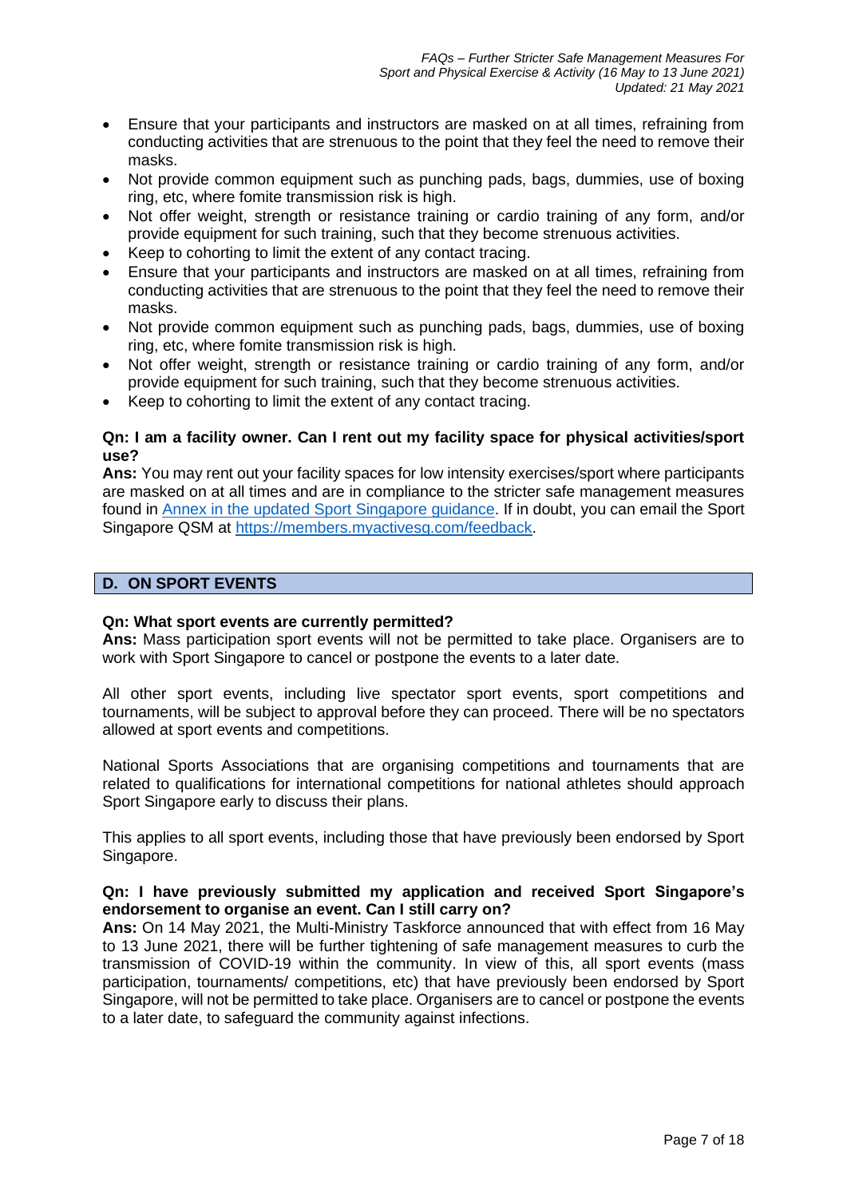- Ensure that your participants and instructors are masked on at all times, refraining from conducting activities that are strenuous to the point that they feel the need to remove their masks.
- Not provide common equipment such as punching pads, bags, dummies, use of boxing ring, etc, where fomite transmission risk is high.
- Not offer weight, strength or resistance training or cardio training of any form, and/or provide equipment for such training, such that they become strenuous activities.
- Keep to cohorting to limit the extent of any contact tracing.
- Ensure that your participants and instructors are masked on at all times, refraining from conducting activities that are strenuous to the point that they feel the need to remove their masks.
- Not provide common equipment such as punching pads, bags, dummies, use of boxing ring, etc, where fomite transmission risk is high.
- Not offer weight, strength or resistance training or cardio training of any form, and/or provide equipment for such training, such that they become strenuous activities.
- Keep to cohorting to limit the extent of any contact tracing.

**Qn: I am a facility owner. Can I rent out my facility space for physical activities/sport use?**

**Ans:** You may rent out your facility spaces for low intensity exercises/sport where participants are masked on at all times and are in compliance to the stricter safe management measures found in [Annex in the updated Sport Singapore guidance](). If in doubt, you can email the Sport Singapore QSM at [https://members.myactivesg.com/feedback](https://members.myactivesg.com/feedback).

## D. ON SPORT EVENTS

**Qn: What sport events are currently permitted?**

**Ans:** Mass participation sport events will not be permitted to take place. Organisers are to work with Sport Singapore to cancel or postpone the events to a later date.

All other sport events, including live spectator sport events, sport competitions and tournaments, will be subject to approval before they can proceed. There will be no spectators allowed at sport events and competitions.

National Sports Associations that are organising competitions and tournaments that are related to qualifications for international competitions for national athletes should approach Sport Singapore early to discuss their plans.

This applies to all sport events, including those that have previously been endorsed by Sport Singapore.

**Qn: I have previously submitted my application and received Sport Singapore's endorsement to organise an event. Can I still carry on?**

**Ans:** On 14 May 2021, the Multi-Ministry Taskforce announced that with effect from 16 May to 13 June 2021, there will be further tightening of safe management measures to curb the transmission of COVID-19 within the community. In view of this, all sport events (mass participation, tournaments/ competitions, etc) that have previously been endorsed by Sport Singapore, will not be permitted to take place. Organisers are to cancel or postpone the events to a later date, to safeguard the community against infections.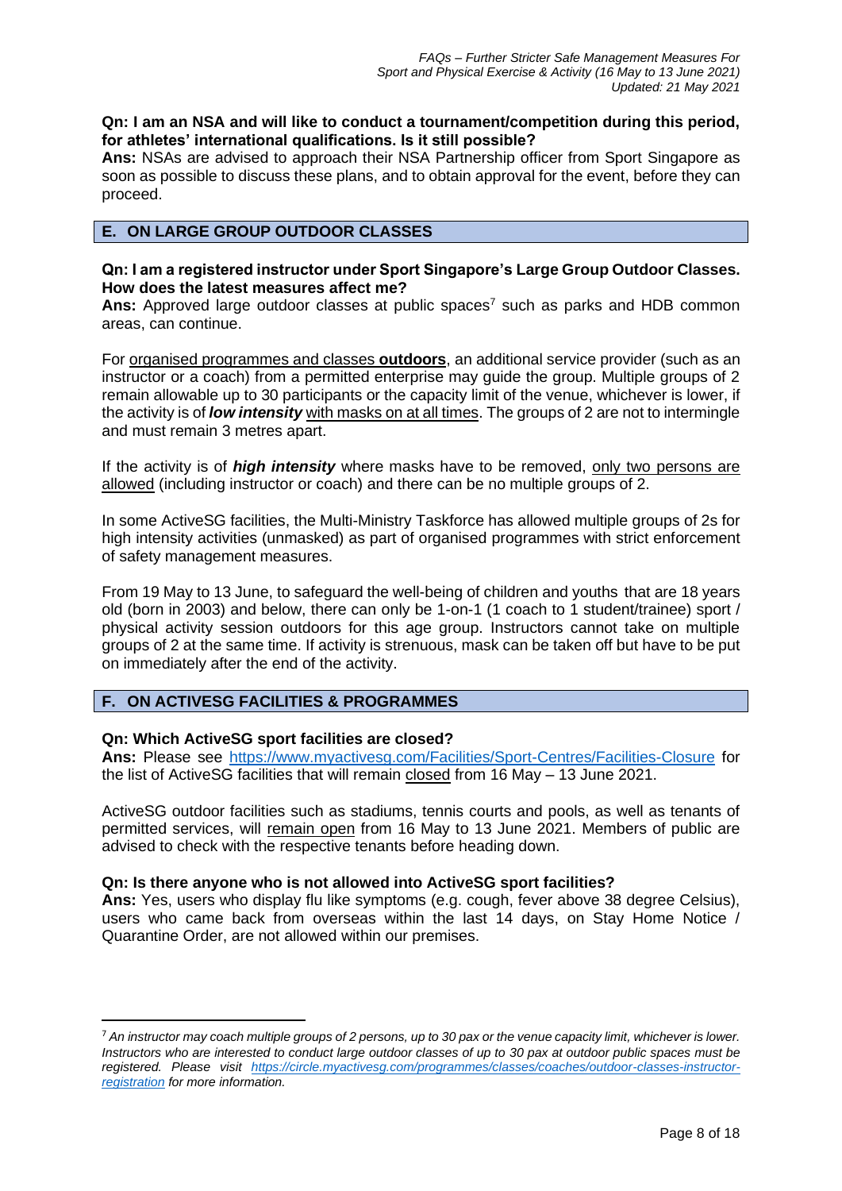**Qn: I am an NSA and will like to conduct a tournament/competition during this period, for athletes' international qualifications. Is it still possible?**
**Ans:** NSAs are advised to approach their NSA Partnership officer from Sport Singapore as soon as possible to discuss these plans, and to obtain approval for the event, before they can proceed.

## E. ON LARGE GROUP OUTDOOR CLASSES

**Qn: I am a registered instructor under Sport Singapore's Large Group Outdoor Classes. How does the latest measures affect me?**
**Ans:** Approved large outdoor classes at public spaces[7] such as parks and HDB common areas, can continue.

For organised programmes and classes **outdoors**, an additional service provider (such as an instructor or a coach) from a permitted enterprise may guide the group. Multiple groups of 2 remain allowable up to 30 participants or the capacity limit of the venue, whichever is lower, if the activity is of ***low intensity*** with masks on at all times. The groups of 2 are not to intermingle and must remain 3 metres apart.

If the activity is of ***high intensity*** where masks have to be removed, only two persons are allowed (including instructor or coach) and there can be no multiple groups of 2.

In some ActiveSG facilities, the Multi-Ministry Taskforce has allowed multiple groups of 2s for high intensity activities (unmasked) as part of organised programmes with strict enforcement of safety management measures.

From 19 May to 13 June, to safeguard the well-being of children and youths that are 18 years old (born in 2003) and below, there can only be 1-on-1 (1 coach to 1 student/trainee) sport / physical activity session outdoors for this age group. Instructors cannot take on multiple groups of 2 at the same time. If activity is strenuous, mask can be taken off but have to be put on immediately after the end of the activity.

## F. ON ACTIVESG FACILITIES & PROGRAMMES

**Qn: Which ActiveSG sport facilities are closed?**
**Ans:** Please see https://www.myactivesg.com/Facilities/Sport-Centres/Facilities-Closure for the list of ActiveSG facilities that will remain closed from 16 May – 13 June 2021.

ActiveSG outdoor facilities such as stadiums, tennis courts and pools, as well as tenants of permitted services, will remain open from 16 May to 13 June 2021. Members of public are advised to check with the respective tenants before heading down.

**Qn: Is there anyone who is not allowed into ActiveSG sport facilities?**
**Ans:** Yes, users who display flu like symptoms (e.g. cough, fever above 38 degree Celsius), users who came back from overseas within the last 14 days, on Stay Home Notice / Quarantine Order, are not allowed within our premises.

---

[7] *An instructor may coach multiple groups of 2 persons, up to 30 pax or the venue capacity limit, whichever is lower. Instructors who are interested to conduct large outdoor classes of up to 30 pax at outdoor public spaces must be registered. Please visit https://circle.myactivesg.com/programmes/classes/coaches/outdoor-classes-instructor-registration for more information.*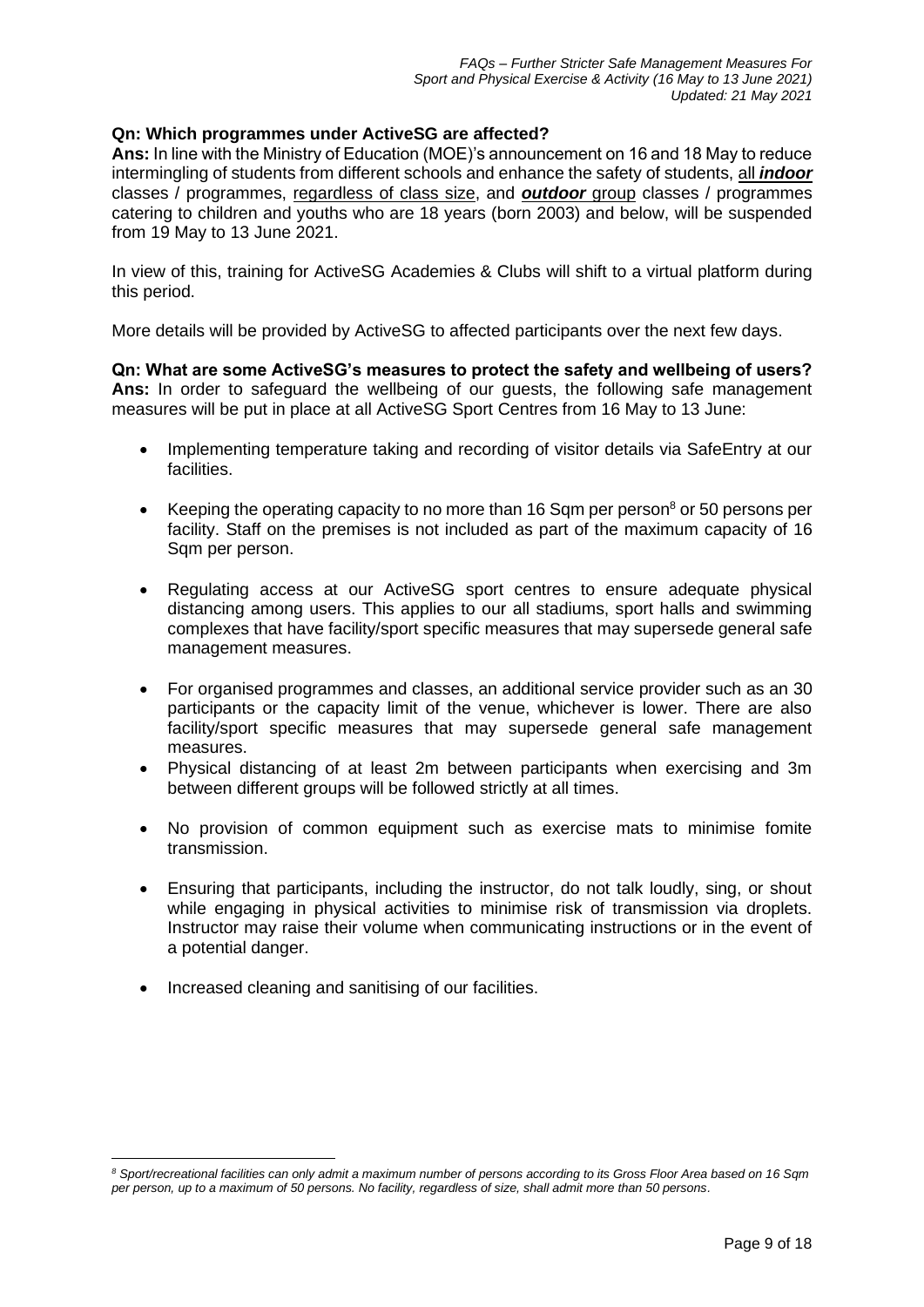**Qn: Which programmes under ActiveSG are affected?**

**Ans:** In line with the Ministry of Education (MOE)'s announcement on 16 and 18 May to reduce intermingling of students from different schools and enhance the safety of students, all ***indoor*** classes / programmes, regardless of class size, and ***outdoor*** group classes / programmes catering to children and youths who are 18 years (born 2003) and below, will be suspended from 19 May to 13 June 2021.

In view of this, training for ActiveSG Academies & Clubs will shift to a virtual platform during this period.

More details will be provided by ActiveSG to affected participants over the next few days.

**Qn: What are some ActiveSG's measures to protect the safety and wellbeing of users?**

**Ans:** In order to safeguard the wellbeing of our guests, the following safe management measures will be put in place at all ActiveSG Sport Centres from 16 May to 13 June:

- Implementing temperature taking and recording of visitor details via SafeEntry at our facilities.
- Keeping the operating capacity to no more than 16 Sqm per person[8] or 50 persons per facility. Staff on the premises is not included as part of the maximum capacity of 16 Sqm per person.
- Regulating access at our ActiveSG sport centres to ensure adequate physical distancing among users. This applies to our all stadiums, sport halls and swimming complexes that have facility/sport specific measures that may supersede general safe management measures.
- For organised programmes and classes, an additional service provider such as an 30 participants or the capacity limit of the venue, whichever is lower. There are also facility/sport specific measures that may supersede general safe management measures.
- Physical distancing of at least 2m between participants when exercising and 3m between different groups will be followed strictly at all times.
- No provision of common equipment such as exercise mats to minimise fomite transmission.
- Ensuring that participants, including the instructor, do not talk loudly, sing, or shout while engaging in physical activities to minimise risk of transmission via droplets. Instructor may raise their volume when communicating instructions or in the event of a potential danger.
- Increased cleaning and sanitising of our facilities.

---

*[8] Sport/recreational facilities can only admit a maximum number of persons according to its Gross Floor Area based on 16 Sqm per person, up to a maximum of 50 persons. No facility, regardless of size, shall admit more than 50 persons.*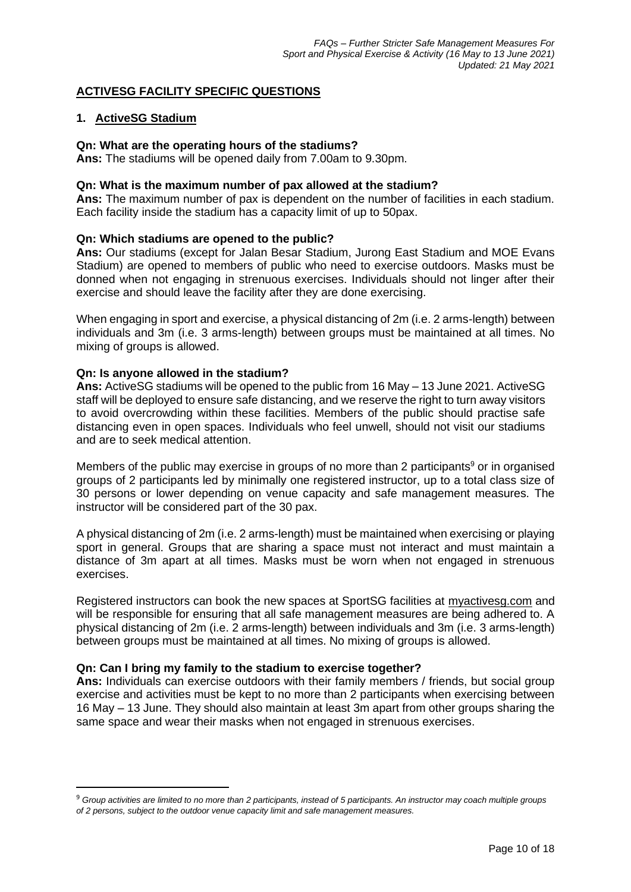## ACTIVESG FACILITY SPECIFIC QUESTIONS

### 1. ActiveSG Stadium

**Qn: What are the operating hours of the stadiums?**
**Ans:** The stadiums will be opened daily from 7.00am to 9.30pm.

**Qn: What is the maximum number of pax allowed at the stadium?**
**Ans:** The maximum number of pax is dependent on the number of facilities in each stadium. Each facility inside the stadium has a capacity limit of up to 50pax.

**Qn: Which stadiums are opened to the public?**
**Ans:** Our stadiums (except for Jalan Besar Stadium, Jurong East Stadium and MOE Evans Stadium) are opened to members of public who need to exercise outdoors. Masks must be donned when not engaging in strenuous exercises. Individuals should not linger after their exercise and should leave the facility after they are done exercising.

When engaging in sport and exercise, a physical distancing of 2m (i.e. 2 arms-length) between individuals and 3m (i.e. 3 arms-length) between groups must be maintained at all times. No mixing of groups is allowed.

**Qn: Is anyone allowed in the stadium?**
**Ans:** ActiveSG stadiums will be opened to the public from 16 May – 13 June 2021. ActiveSG staff will be deployed to ensure safe distancing, and we reserve the right to turn away visitors to avoid overcrowding within these facilities. Members of the public should practise safe distancing even in open spaces. Individuals who feel unwell, should not visit our stadiums and are to seek medical attention.

Members of the public may exercise in groups of no more than 2 participants[9] or in organised groups of 2 participants led by minimally one registered instructor, up to a total class size of 30 persons or lower depending on venue capacity and safe management measures. The instructor will be considered part of the 30 pax.

A physical distancing of 2m (i.e. 2 arms-length) must be maintained when exercising or playing sport in general. Groups that are sharing a space must not interact and must maintain a distance of 3m apart at all times. Masks must be worn when not engaged in strenuous exercises.

Registered instructors can book the new spaces at SportSG facilities at myactivesg.com and will be responsible for ensuring that all safe management measures are being adhered to. A physical distancing of 2m (i.e. 2 arms-length) between individuals and 3m (i.e. 3 arms-length) between groups must be maintained at all times. No mixing of groups is allowed.

**Qn: Can I bring my family to the stadium to exercise together?**
**Ans:** Individuals can exercise outdoors with their family members / friends, but social group exercise and activities must be kept to no more than 2 participants when exercising between 16 May – 13 June. They should also maintain at least 3m apart from other groups sharing the same space and wear their masks when not engaged in strenuous exercises.

---

[9] *Group activities are limited to no more than 2 participants, instead of 5 participants. An instructor may coach multiple groups of 2 persons, subject to the outdoor venue capacity limit and safe management measures.*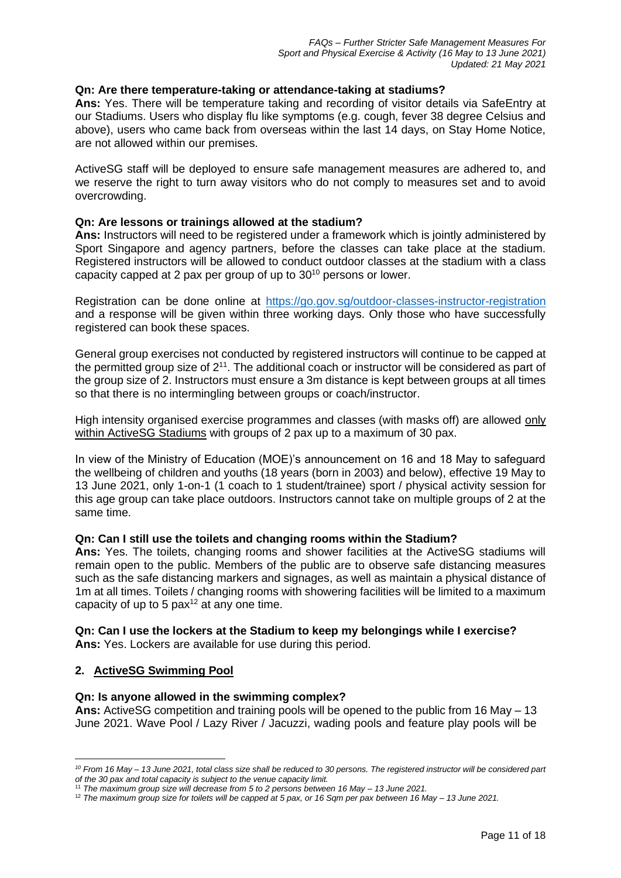**Qn: Are there temperature-taking or attendance-taking at stadiums?**
**Ans:** Yes. There will be temperature taking and recording of visitor details via SafeEntry at our Stadiums. Users who display flu like symptoms (e.g. cough, fever 38 degree Celsius and above), users who came back from overseas within the last 14 days, on Stay Home Notice, are not allowed within our premises.

ActiveSG staff will be deployed to ensure safe management measures are adhered to, and we reserve the right to turn away visitors who do not comply to measures set and to avoid overcrowding.

**Qn: Are lessons or trainings allowed at the stadium?**
**Ans:** Instructors will need to be registered under a framework which is jointly administered by Sport Singapore and agency partners, before the classes can take place at the stadium. Registered instructors will be allowed to conduct outdoor classes at the stadium with a class capacity capped at 2 pax per group of up to 30[10] persons or lower.

Registration can be done online at https://go.gov.sg/outdoor-classes-instructor-registration and a response will be given within three working days. Only those who have successfully registered can book these spaces.

General group exercises not conducted by registered instructors will continue to be capped at the permitted group size of 2[11]. The additional coach or instructor will be considered as part of the group size of 2. Instructors must ensure a 3m distance is kept between groups at all times so that there is no intermingling between groups or coach/instructor.

High intensity organised exercise programmes and classes (with masks off) are allowed only within ActiveSG Stadiums with groups of 2 pax up to a maximum of 30 pax.

In view of the Ministry of Education (MOE)'s announcement on 16 and 18 May to safeguard the wellbeing of children and youths (18 years (born in 2003) and below), effective 19 May to 13 June 2021, only 1-on-1 (1 coach to 1 student/trainee) sport / physical activity session for this age group can take place outdoors. Instructors cannot take on multiple groups of 2 at the same time.

**Qn: Can I still use the toilets and changing rooms within the Stadium?**
**Ans:** Yes. The toilets, changing rooms and shower facilities at the ActiveSG stadiums will remain open to the public. Members of the public are to observe safe distancing measures such as the safe distancing markers and signages, as well as maintain a physical distance of 1m at all times. Toilets / changing rooms with showering facilities will be limited to a maximum capacity of up to 5 pax[12] at any one time.

**Qn: Can I use the lockers at the Stadium to keep my belongings while I exercise?**
**Ans:** Yes. Lockers are available for use during this period.

## 2. ActiveSG Swimming Pool

**Qn: Is anyone allowed in the swimming complex?**
**Ans:** ActiveSG competition and training pools will be opened to the public from 16 May – 13 June 2021. Wave Pool / Lazy River / Jacuzzi, wading pools and feature play pools will be

---

[10] *From 16 May – 13 June 2021, total class size shall be reduced to 30 persons. The registered instructor will be considered part of the 30 pax and total capacity is subject to the venue capacity limit.*

[11] *The maximum group size will decrease from 5 to 2 persons between 16 May – 13 June 2021.*

[12] *The maximum group size for toilets will be capped at 5 pax, or 16 Sqm per pax between 16 May – 13 June 2021.*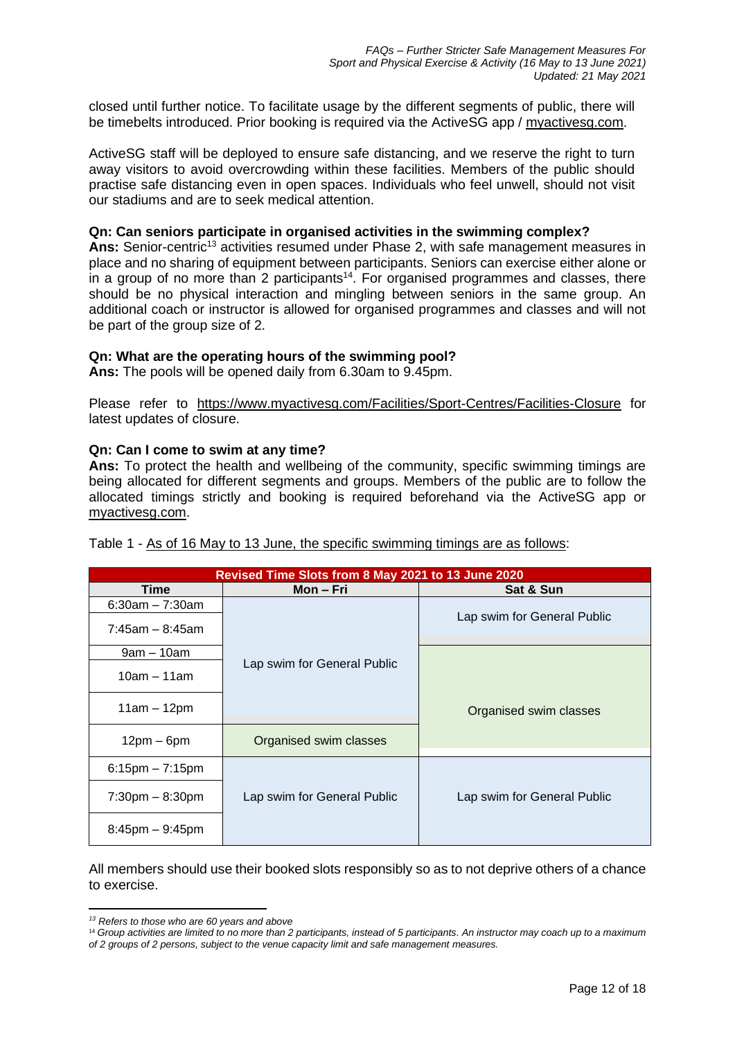closed until further notice. To facilitate usage by the different segments of public, there will be timebelts introduced. Prior booking is required via the ActiveSG app / myactivesg.com.

ActiveSG staff will be deployed to ensure safe distancing, and we reserve the right to turn away visitors to avoid overcrowding within these facilities. Members of the public should practise safe distancing even in open spaces. Individuals who feel unwell, should not visit our stadiums and are to seek medical attention.

**Qn: Can seniors participate in organised activities in the swimming complex?**
**Ans:** Senior-centric[13] activities resumed under Phase 2, with safe management measures in place and no sharing of equipment between participants. Seniors can exercise either alone or in a group of no more than 2 participants[14]. For organised programmes and classes, there should be no physical interaction and mingling between seniors in the same group. An additional coach or instructor is allowed for organised programmes and classes and will not be part of the group size of 2.

**Qn: What are the operating hours of the swimming pool?**
**Ans:** The pools will be opened daily from 6.30am to 9.45pm.

Please refer to https://www.myactivesg.com/Facilities/Sport-Centres/Facilities-Closure for latest updates of closure.

**Qn: Can I come to swim at any time?**
**Ans:** To protect the health and wellbeing of the community, specific swimming timings are being allocated for different segments and groups. Members of the public are to follow the allocated timings strictly and booking is required beforehand via the ActiveSG app or myactivesg.com.

Table 1 - As of 16 May to 13 June, the specific swimming timings are as follows:

| Revised Time Slots from 8 May 2021 to 13 June 2020 | | |
|---|---|---|
| **Time** | **Mon – Fri** | **Sat & Sun** |
| 6:30am – 7:30am | Lap swim for General Public | Lap swim for General Public |
| 7:45am – 8:45am | Lap swim for General Public | Lap swim for General Public |
| 9am – 10am | Lap swim for General Public | Organised swim classes |
| 10am – 11am | Lap swim for General Public | Organised swim classes |
| 11am – 12pm | Lap swim for General Public | Organised swim classes |
| 12pm – 6pm | Organised swim classes | Organised swim classes |
| 6:15pm – 7:15pm | Lap swim for General Public | Lap swim for General Public |
| 7:30pm – 8:30pm | Lap swim for General Public | Lap swim for General Public |
| 8:45pm – 9:45pm | Lap swim for General Public | Lap swim for General Public |

All members should use their booked slots responsibly so as to not deprive others of a chance to exercise.

*[13] Refers to those who are 60 years and above*

*[14] Group activities are limited to no more than 2 participants, instead of 5 participants. An instructor may coach up to a maximum of 2 groups of 2 persons, subject to the venue capacity limit and safe management measures.*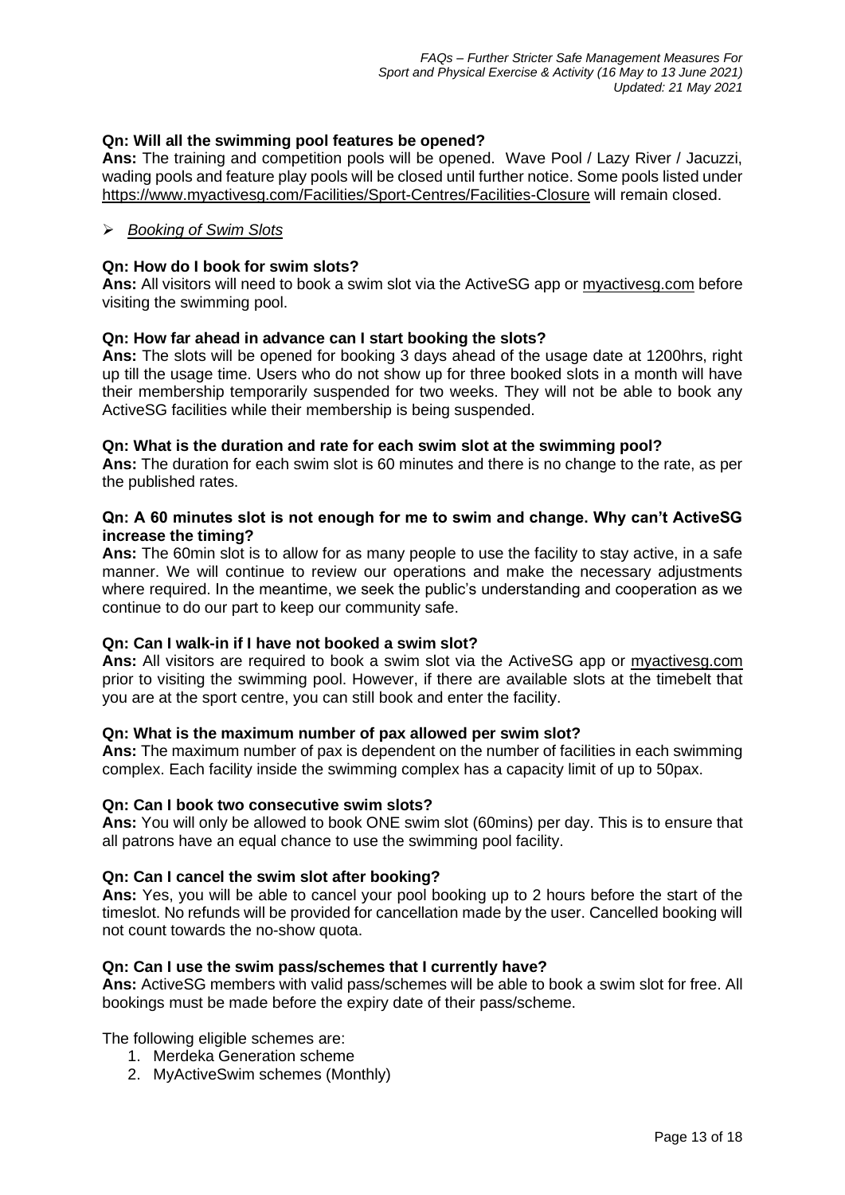**Qn: Will all the swimming pool features be opened?**
**Ans:** The training and competition pools will be opened. Wave Pool / Lazy River / Jacuzzi, wading pools and feature play pools will be closed until further notice. Some pools listed under https://www.myactivesg.com/Facilities/Sport-Centres/Facilities-Closure will remain closed.

- *Booking of Swim Slots*

**Qn: How do I book for swim slots?**
**Ans:** All visitors will need to book a swim slot via the ActiveSG app or myactivesg.com before visiting the swimming pool.

**Qn: How far ahead in advance can I start booking the slots?**
**Ans:** The slots will be opened for booking 3 days ahead of the usage date at 1200hrs, right up till the usage time. Users who do not show up for three booked slots in a month will have their membership temporarily suspended for two weeks. They will not be able to book any ActiveSG facilities while their membership is being suspended.

**Qn: What is the duration and rate for each swim slot at the swimming pool?**
**Ans:** The duration for each swim slot is 60 minutes and there is no change to the rate, as per the published rates.

**Qn: A 60 minutes slot is not enough for me to swim and change. Why can't ActiveSG increase the timing?**
**Ans:** The 60min slot is to allow for as many people to use the facility to stay active, in a safe manner. We will continue to review our operations and make the necessary adjustments where required. In the meantime, we seek the public's understanding and cooperation as we continue to do our part to keep our community safe.

**Qn: Can I walk-in if I have not booked a swim slot?**
**Ans:** All visitors are required to book a swim slot via the ActiveSG app or myactivesg.com prior to visiting the swimming pool. However, if there are available slots at the timebelt that you are at the sport centre, you can still book and enter the facility.

**Qn: What is the maximum number of pax allowed per swim slot?**
**Ans:** The maximum number of pax is dependent on the number of facilities in each swimming complex. Each facility inside the swimming complex has a capacity limit of up to 50pax.

**Qn: Can I book two consecutive swim slots?**
**Ans:** You will only be allowed to book ONE swim slot (60mins) per day. This is to ensure that all patrons have an equal chance to use the swimming pool facility.

**Qn: Can I cancel the swim slot after booking?**
**Ans:** Yes, you will be able to cancel your pool booking up to 2 hours before the start of the timeslot. No refunds will be provided for cancellation made by the user. Cancelled booking will not count towards the no-show quota.

**Qn: Can I use the swim pass/schemes that I currently have?**
**Ans:** ActiveSG members with valid pass/schemes will be able to book a swim slot for free. All bookings must be made before the expiry date of their pass/scheme.

The following eligible schemes are:

1. Merdeka Generation scheme
2. MyActiveSwim schemes (Monthly)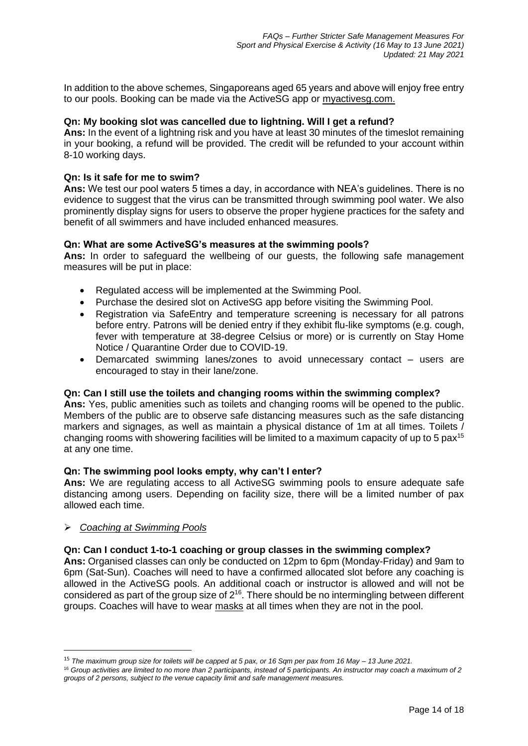In addition to the above schemes, Singaporeans aged 65 years and above will enjoy free entry to our pools. Booking can be made via the ActiveSG app or myactivesg.com.

**Qn: My booking slot was cancelled due to lightning. Will I get a refund?**
**Ans:** In the event of a lightning risk and you have at least 30 minutes of the timeslot remaining in your booking, a refund will be provided. The credit will be refunded to your account within 8-10 working days.

**Qn: Is it safe for me to swim?**
**Ans:** We test our pool waters 5 times a day, in accordance with NEA's guidelines. There is no evidence to suggest that the virus can be transmitted through swimming pool water. We also prominently display signs for users to observe the proper hygiene practices for the safety and benefit of all swimmers and have included enhanced measures.

**Qn: What are some ActiveSG's measures at the swimming pools?**
**Ans:** In order to safeguard the wellbeing of our guests, the following safe management measures will be put in place:

- Regulated access will be implemented at the Swimming Pool.
- Purchase the desired slot on ActiveSG app before visiting the Swimming Pool.
- Registration via SafeEntry and temperature screening is necessary for all patrons before entry. Patrons will be denied entry if they exhibit flu-like symptoms (e.g. cough, fever with temperature at 38-degree Celsius or more) or is currently on Stay Home Notice / Quarantine Order due to COVID-19.
- Demarcated swimming lanes/zones to avoid unnecessary contact – users are encouraged to stay in their lane/zone.

**Qn: Can I still use the toilets and changing rooms within the swimming complex?**
**Ans:** Yes, public amenities such as toilets and changing rooms will be opened to the public. Members of the public are to observe safe distancing measures such as the safe distancing markers and signages, as well as maintain a physical distance of 1m at all times. Toilets / changing rooms with showering facilities will be limited to a maximum capacity of up to 5 pax[15] at any one time.

**Qn: The swimming pool looks empty, why can't I enter?**
**Ans:** We are regulating access to all ActiveSG swimming pools to ensure adequate safe distancing among users. Depending on facility size, there will be a limited number of pax allowed each time.

- *Coaching at Swimming Pools*

**Qn: Can I conduct 1-to-1 coaching or group classes in the swimming complex?**
**Ans:** Organised classes can only be conducted on 12pm to 6pm (Monday-Friday) and 9am to 6pm (Sat-Sun). Coaches will need to have a confirmed allocated slot before any coaching is allowed in the ActiveSG pools. An additional coach or instructor is allowed and will not be considered as part of the group size of 2[16]. There should be no intermingling between different groups. Coaches will have to wear masks at all times when they are not in the pool.

---

[15] *The maximum group size for toilets will be capped at 5 pax, or 16 Sqm per pax from 16 May – 13 June 2021.*

[16] *Group activities are limited to no more than 2 participants, instead of 5 participants. An instructor may coach a maximum of 2 groups of 2 persons, subject to the venue capacity limit and safe management measures.*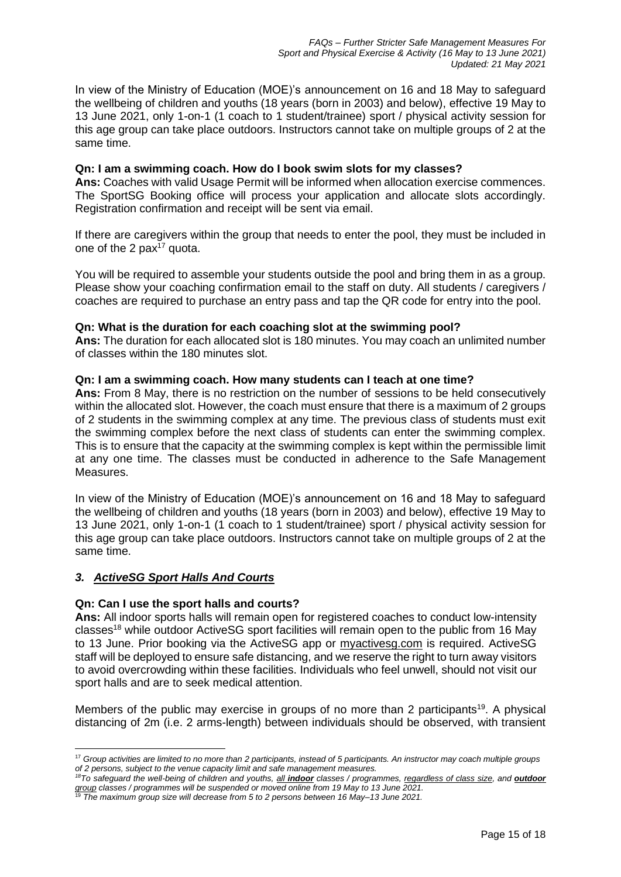In view of the Ministry of Education (MOE)'s announcement on 16 and 18 May to safeguard the wellbeing of children and youths (18 years (born in 2003) and below), effective 19 May to 13 June 2021, only 1-on-1 (1 coach to 1 student/trainee) sport / physical activity session for this age group can take place outdoors. Instructors cannot take on multiple groups of 2 at the same time.

**Qn: I am a swimming coach. How do I book swim slots for my classes?**
**Ans:** Coaches with valid Usage Permit will be informed when allocation exercise commences. The SportSG Booking office will process your application and allocate slots accordingly. Registration confirmation and receipt will be sent via email.

If there are caregivers within the group that needs to enter the pool, they must be included in one of the 2 pax[17] quota.

You will be required to assemble your students outside the pool and bring them in as a group. Please show your coaching confirmation email to the staff on duty. All students / caregivers / coaches are required to purchase an entry pass and tap the QR code for entry into the pool.

**Qn: What is the duration for each coaching slot at the swimming pool?**
**Ans:** The duration for each allocated slot is 180 minutes. You may coach an unlimited number of classes within the 180 minutes slot.

**Qn: I am a swimming coach. How many students can I teach at one time?**
**Ans:** From 8 May, there is no restriction on the number of sessions to be held consecutively within the allocated slot. However, the coach must ensure that there is a maximum of 2 groups of 2 students in the swimming complex at any time. The previous class of students must exit the swimming complex before the next class of students can enter the swimming complex. This is to ensure that the capacity at the swimming complex is kept within the permissible limit at any one time. The classes must be conducted in adherence to the Safe Management Measures.

In view of the Ministry of Education (MOE)'s announcement on 16 and 18 May to safeguard the wellbeing of children and youths (18 years (born in 2003) and below), effective 19 May to 13 June 2021, only 1-on-1 (1 coach to 1 student/trainee) sport / physical activity session for this age group can take place outdoors. Instructors cannot take on multiple groups of 2 at the same time.

### *3. ActiveSG Sport Halls And Courts*

**Qn: Can I use the sport halls and courts?**
**Ans:** All indoor sports halls will remain open for registered coaches to conduct low-intensity classes[18] while outdoor ActiveSG sport facilities will remain open to the public from 16 May to 13 June. Prior booking via the ActiveSG app or myactivesg.com is required. ActiveSG staff will be deployed to ensure safe distancing, and we reserve the right to turn away visitors to avoid overcrowding within these facilities. Individuals who feel unwell, should not visit our sport halls and are to seek medical attention.

Members of the public may exercise in groups of no more than 2 participants[19]. A physical distancing of 2m (i.e. 2 arms-length) between individuals should be observed, with transient

---

[17] *Group activities are limited to no more than 2 participants, instead of 5 participants. An instructor may coach multiple groups of 2 persons, subject to the venue capacity limit and safe management measures.*

[18] *To safeguard the well-being of children and youths, all **indoor** classes / programmes, regardless of class size, and **outdoor group** classes / programmes will be suspended or moved online from 19 May to 13 June 2021.*

[19] *The maximum group size will decrease from 5 to 2 persons between 16 May–13 June 2021.*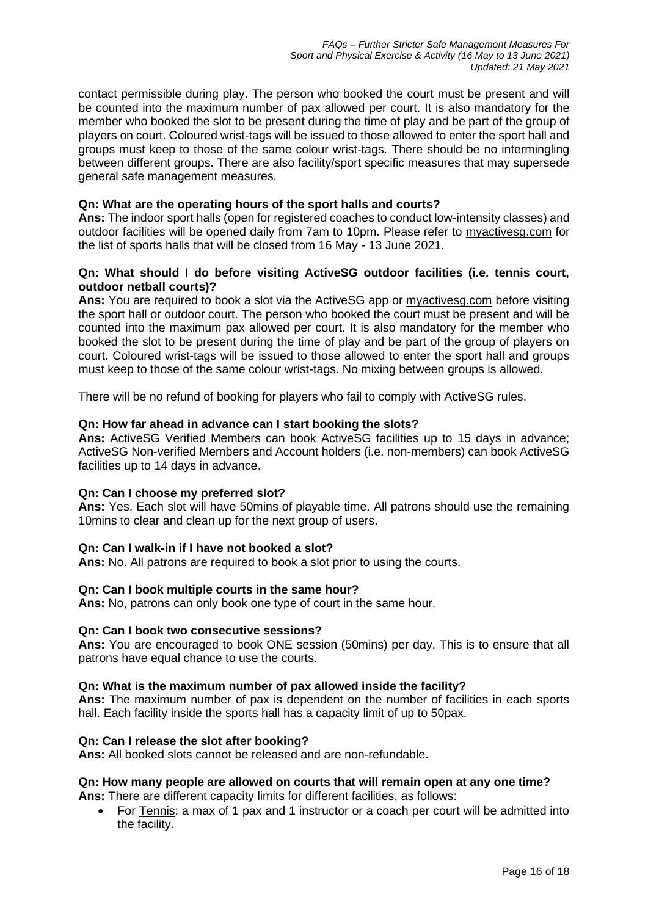contact permissible during play. The person who booked the court must be present and will be counted into the maximum number of pax allowed per court. It is also mandatory for the member who booked the slot to be present during the time of play and be part of the group of players on court. Coloured wrist-tags will be issued to those allowed to enter the sport hall and groups must keep to those of the same colour wrist-tags. There should be no intermingling between different groups. There are also facility/sport specific measures that may supersede general safe management measures.

**Qn: What are the operating hours of the sport halls and courts?**
**Ans:** The indoor sport halls (open for registered coaches to conduct low-intensity classes) and outdoor facilities will be opened daily from 7am to 10pm. Please refer to myactivesg.com for the list of sports halls that will be closed from 16 May - 13 June 2021.

**Qn: What should I do before visiting ActiveSG outdoor facilities (i.e. tennis court, outdoor netball courts)?**
**Ans:** You are required to book a slot via the ActiveSG app or myactivesg.com before visiting the sport hall or outdoor court. The person who booked the court must be present and will be counted into the maximum pax allowed per court. It is also mandatory for the member who booked the slot to be present during the time of play and be part of the group of players on court. Coloured wrist-tags will be issued to those allowed to enter the sport hall and groups must keep to those of the same colour wrist-tags. No mixing between groups is allowed.

There will be no refund of booking for players who fail to comply with ActiveSG rules.

**Qn: How far ahead in advance can I start booking the slots?**
**Ans:** ActiveSG Verified Members can book ActiveSG facilities up to 15 days in advance; ActiveSG Non-verified Members and Account holders (i.e. non-members) can book ActiveSG facilities up to 14 days in advance.

**Qn: Can I choose my preferred slot?**
**Ans:** Yes. Each slot will have 50mins of playable time. All patrons should use the remaining 10mins to clear and clean up for the next group of users.

**Qn: Can I walk-in if I have not booked a slot?**
**Ans:** No. All patrons are required to book a slot prior to using the courts.

**Qn: Can I book multiple courts in the same hour?**
**Ans:** No, patrons can only book one type of court in the same hour.

**Qn: Can I book two consecutive sessions?**
**Ans:** You are encouraged to book ONE session (50mins) per day. This is to ensure that all patrons have equal chance to use the courts.

**Qn: What is the maximum number of pax allowed inside the facility?**
**Ans:** The maximum number of pax is dependent on the number of facilities in each sports hall. Each facility inside the sports hall has a capacity limit of up to 50pax.

**Qn: Can I release the slot after booking?**
**Ans:** All booked slots cannot be released and are non-refundable.

**Qn: How many people are allowed on courts that will remain open at any one time?**
**Ans:** There are different capacity limits for different facilities, as follows:

- For Tennis: a max of 1 pax and 1 instructor or a coach per court will be admitted into the facility.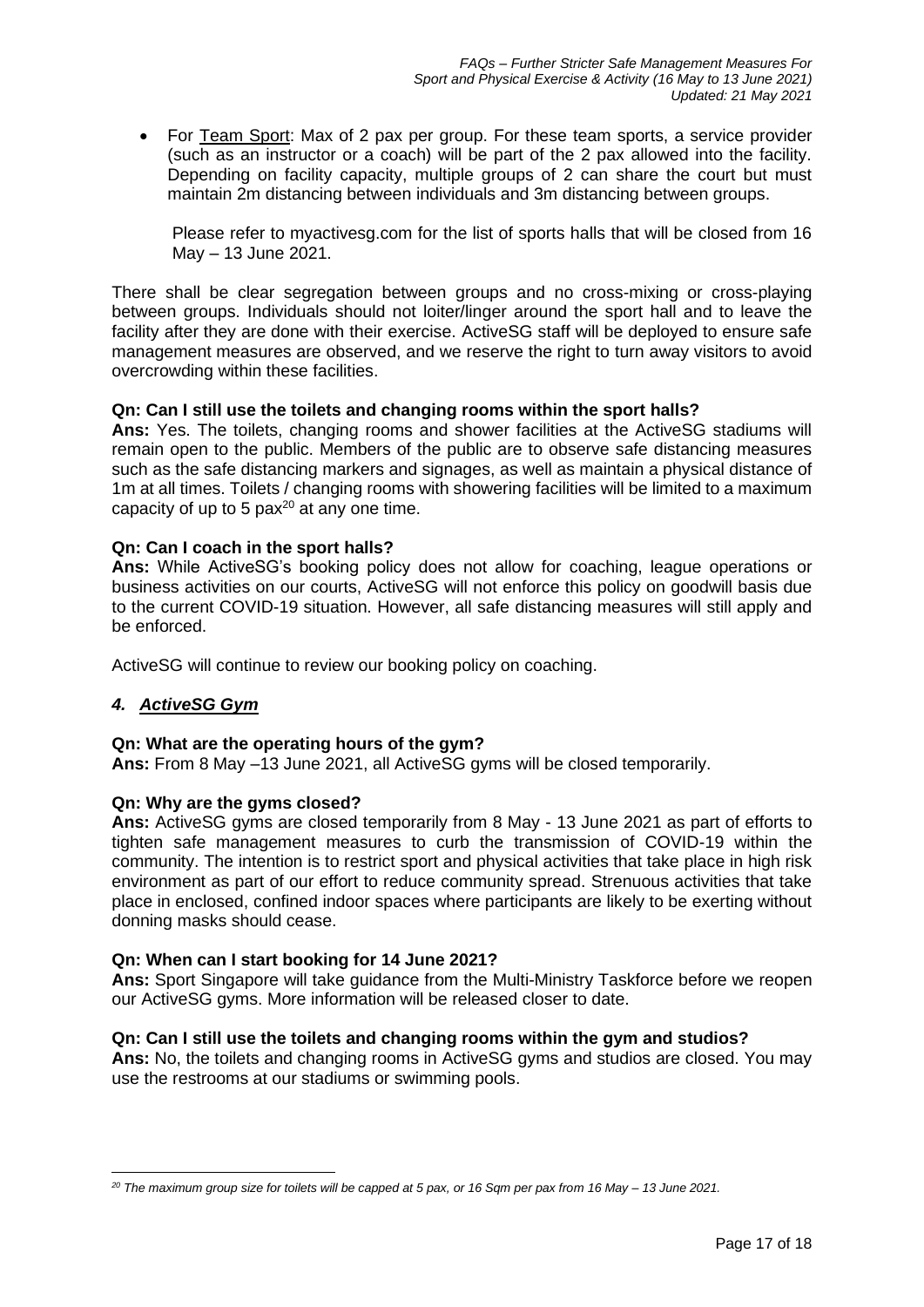- For <u>Team Sport</u>: Max of 2 pax per group. For these team sports, a service provider (such as an instructor or a coach) will be part of the 2 pax allowed into the facility. Depending on facility capacity, multiple groups of 2 can share the court but must maintain 2m distancing between individuals and 3m distancing between groups.

  Please refer to myactivesg.com for the list of sports halls that will be closed from 16 May – 13 June 2021.

There shall be clear segregation between groups and no cross-mixing or cross-playing between groups. Individuals should not loiter/linger around the sport hall and to leave the facility after they are done with their exercise. ActiveSG staff will be deployed to ensure safe management measures are observed, and we reserve the right to turn away visitors to avoid overcrowding within these facilities.

**Qn: Can I still use the toilets and changing rooms within the sport halls?**
**Ans:** Yes. The toilets, changing rooms and shower facilities at the ActiveSG stadiums will remain open to the public. Members of the public are to observe safe distancing measures such as the safe distancing markers and signages, as well as maintain a physical distance of 1m at all times. Toilets / changing rooms with showering facilities will be limited to a maximum capacity of up to 5 pax[20] at any one time.

**Qn: Can I coach in the sport halls?**
**Ans:** While ActiveSG's booking policy does not allow for coaching, league operations or business activities on our courts, ActiveSG will not enforce this policy on goodwill basis due to the current COVID-19 situation. However, all safe distancing measures will still apply and be enforced.

ActiveSG will continue to review our booking policy on coaching.

### *4. <u>ActiveSG Gym</u>*

**Qn: What are the operating hours of the gym?**
**Ans:** From 8 May –13 June 2021, all ActiveSG gyms will be closed temporarily.

**Qn: Why are the gyms closed?**
**Ans:** ActiveSG gyms are closed temporarily from 8 May - 13 June 2021 as part of efforts to tighten safe management measures to curb the transmission of COVID-19 within the community. The intention is to restrict sport and physical activities that take place in high risk environment as part of our effort to reduce community spread. Strenuous activities that take place in enclosed, confined indoor spaces where participants are likely to be exerting without donning masks should cease.

**Qn: When can I start booking for 14 June 2021?**
**Ans:** Sport Singapore will take guidance from the Multi-Ministry Taskforce before we reopen our ActiveSG gyms. More information will be released closer to date.

**Qn: Can I still use the toilets and changing rooms within the gym and studios?**
**Ans:** No, the toilets and changing rooms in ActiveSG gyms and studios are closed. You may use the restrooms at our stadiums or swimming pools.

---

*[20] The maximum group size for toilets will be capped at 5 pax, or 16 Sqm per pax from 16 May – 13 June 2021.*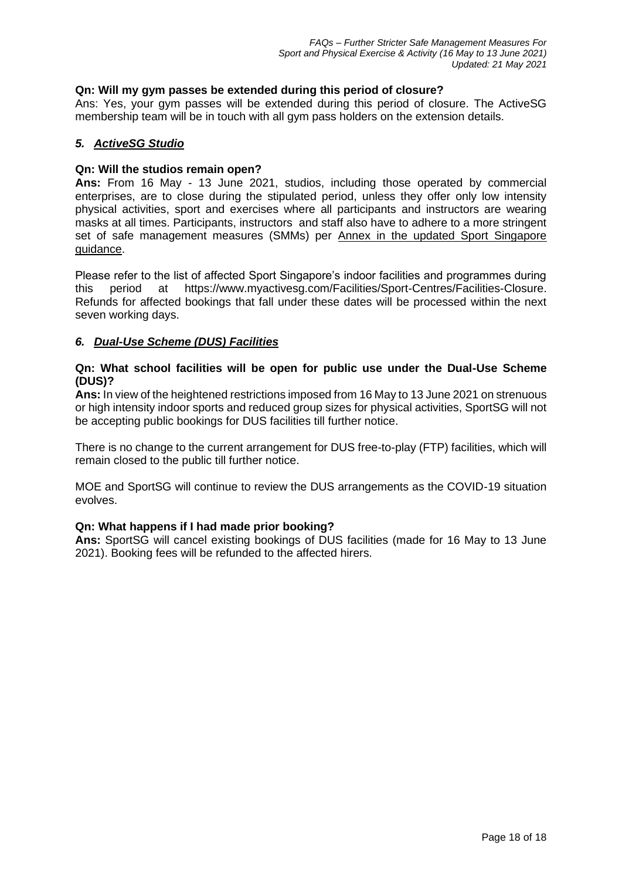**Qn: Will my gym passes be extended during this period of closure?**

Ans: Yes, your gym passes will be extended during this period of closure. The ActiveSG membership team will be in touch with all gym pass holders on the extension details.

## *5. ActiveSG Studio*

**Qn: Will the studios remain open?**

**Ans:** From 16 May - 13 June 2021, studios, including those operated by commercial enterprises, are to close during the stipulated period, unless they offer only low intensity physical activities, sport and exercises where all participants and instructors are wearing masks at all times. Participants, instructors and staff also have to adhere to a more stringent set of safe management measures (SMMs) per Annex in the updated Sport Singapore guidance.

Please refer to the list of affected Sport Singapore's indoor facilities and programmes during this period at https://www.myactivesg.com/Facilities/Sport-Centres/Facilities-Closure. Refunds for affected bookings that fall under these dates will be processed within the next seven working days.

## *6. Dual-Use Scheme (DUS) Facilities*

**Qn: What school facilities will be open for public use under the Dual-Use Scheme (DUS)?**

**Ans:** In view of the heightened restrictions imposed from 16 May to 13 June 2021 on strenuous or high intensity indoor sports and reduced group sizes for physical activities, SportSG will not be accepting public bookings for DUS facilities till further notice.

There is no change to the current arrangement for DUS free-to-play (FTP) facilities, which will remain closed to the public till further notice.

MOE and SportSG will continue to review the DUS arrangements as the COVID-19 situation evolves.

**Qn: What happens if I had made prior booking?**

**Ans:** SportSG will cancel existing bookings of DUS facilities (made for 16 May to 13 June 2021). Booking fees will be refunded to the affected hirers.